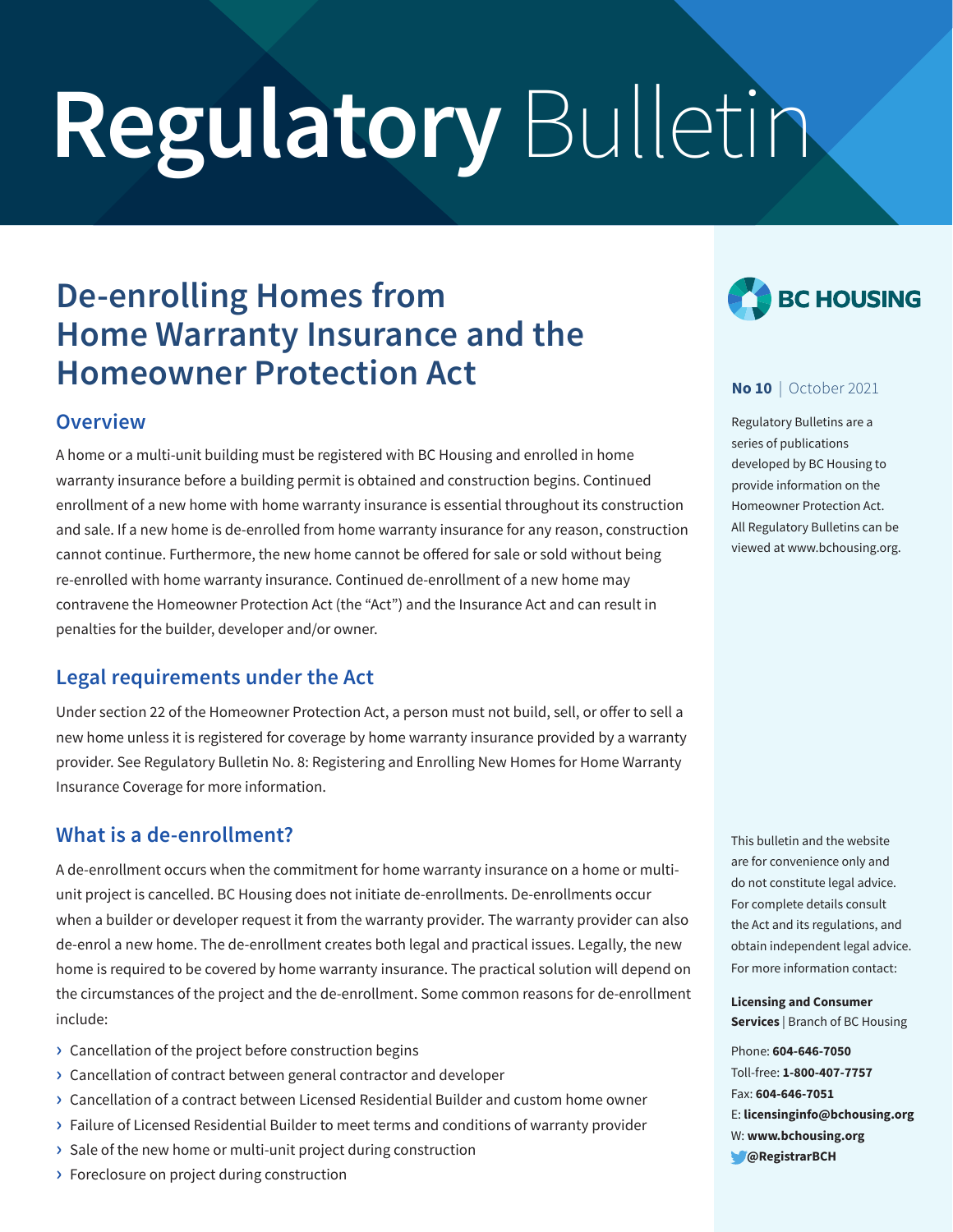# Regulatory Bulletin

## De-enrolling Homes from Home Warranty Insurance and the Homeowner Protection Act

BC HOUSING

**No 10** | October 2021

Regulatory Bulletins are a series of publications developed by BC Housing to provide information on the Homeowner Protection Act. All Regulatory Bulletins can be viewed at www.bchousing.org.

### Overview

A home or a multi-unit building must be registered with BC Housing and enrolled in home warranty insurance before a building permit is obtained and construction begins. Continued enrollment of a new home with home warranty insurance is essential throughout its construction and sale. If a new home is de-enrolled from home warranty insurance for any reason, construction cannot continue. Furthermore, the new home cannot be offered for sale or sold without being re-enrolled with home warranty insurance. Continued de-enrollment of a new home may contravene the Homeowner Protection Act (the "Act") and the Insurance Act and can result in penalties for the builder, developer and/or owner.

### Legal requirements under the Act

Under section 22 of the Homeowner Protection Act, a person must not build, sell, or offer to sell a new home unless it is registered for coverage by home warranty insurance provided by a warranty provider. See Regulatory Bulletin No. 8: Registering and Enrolling New Homes for Home Warranty Insurance Coverage for more information.

### What is a de-enrollment?

A de-enrollment occurs when the commitment for home warranty insurance on a home or multi-unit project is cancelled. BC Housing does not initiate de-enrollments. De-enrollments occur when a builder or developer request it from the warranty provider. The warranty provider can also de-enrol a new home. The de-enrollment creates both legal and practical issues. Legally, the new home is required to be covered by home warranty insurance. The practical solution will depend on the circumstances of the project and the de-enrollment. Some common reasons for de-enrollment include:

- Cancellation of the project before construction begins
- Cancellation of contract between general contractor and developer
- Cancellation of a contract between Licensed Residential Builder and custom home owner
- Failure of Licensed Residential Builder to meet terms and conditions of warranty provider
- Sale of the new home or multi-unit project during construction
- Foreclosure on project during construction

This bulletin and the website are for convenience only and do not constitute legal advice. For complete details consult the Act and its regulations, and obtain independent legal advice. For more information contact:

**Licensing and Consumer Services** | Branch of BC Housing

Phone: **604-646-7050**
Toll-free: **1-800-407-7757**
Fax: **604-646-7051**
E: **licensinginfo@bchousing.org**
W: **www.bchousing.org**
**@RegistrarBCH**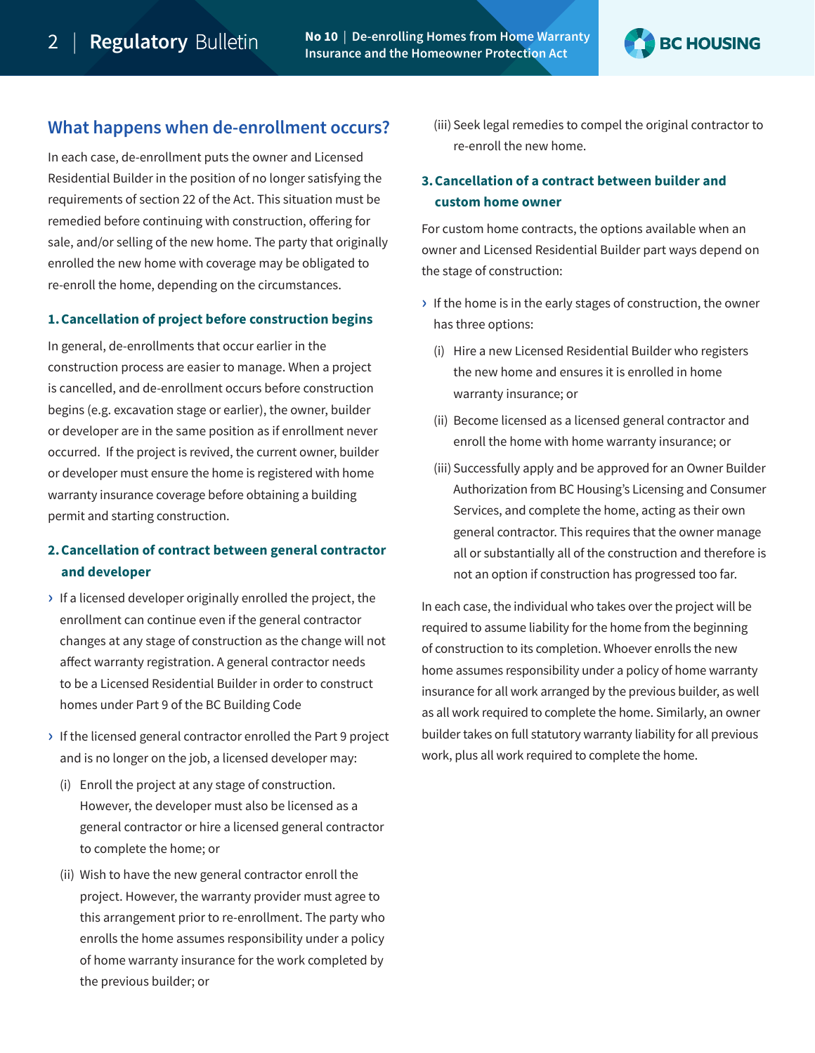## What happens when de-enrollment occurs?

In each case, de-enrollment puts the owner and Licensed Residential Builder in the position of no longer satisfying the requirements of section 22 of the Act. This situation must be remedied before continuing with construction, offering for sale, and/or selling of the new home. The party that originally enrolled the new home with coverage may be obligated to re-enroll the home, depending on the circumstances.

### 1. Cancellation of project before construction begins

In general, de-enrollments that occur earlier in the construction process are easier to manage. When a project is cancelled, and de-enrollment occurs before construction begins (e.g. excavation stage or earlier), the owner, builder or developer are in the same position as if enrollment never occurred. If the project is revived, the current owner, builder or developer must ensure the home is registered with home warranty insurance coverage before obtaining a building permit and starting construction.

### 2. Cancellation of contract between general contractor and developer

- If a licensed developer originally enrolled the project, the enrollment can continue even if the general contractor changes at any stage of construction as the change will not affect warranty registration. A general contractor needs to be a Licensed Residential Builder in order to construct homes under Part 9 of the BC Building Code
- If the licensed general contractor enrolled the Part 9 project and is no longer on the job, a licensed developer may:
  - (i) Enroll the project at any stage of construction. However, the developer must also be licensed as a general contractor or hire a licensed general contractor to complete the home; or
  - (ii) Wish to have the new general contractor enroll the project. However, the warranty provider must agree to this arrangement prior to re-enrollment. The party who enrolls the home assumes responsibility under a policy of home warranty insurance for the work completed by the previous builder; or
  - (iii) Seek legal remedies to compel the original contractor to re-enroll the new home.

### 3. Cancellation of a contract between builder and custom home owner

For custom home contracts, the options available when an owner and Licensed Residential Builder part ways depend on the stage of construction:

- If the home is in the early stages of construction, the owner has three options:
  - (i) Hire a new Licensed Residential Builder who registers the new home and ensures it is enrolled in home warranty insurance; or
  - (ii) Become licensed as a licensed general contractor and enroll the home with home warranty insurance; or
  - (iii) Successfully apply and be approved for an Owner Builder Authorization from BC Housing's Licensing and Consumer Services, and complete the home, acting as their own general contractor. This requires that the owner manage all or substantially all of the construction and therefore is not an option if construction has progressed too far.

In each case, the individual who takes over the project will be required to assume liability for the home from the beginning of construction to its completion. Whoever enrolls the new home assumes responsibility under a policy of home warranty insurance for all work arranged by the previous builder, as well as all work required to complete the home. Similarly, an owner builder takes on full statutory warranty liability for all previous work, plus all work required to complete the home.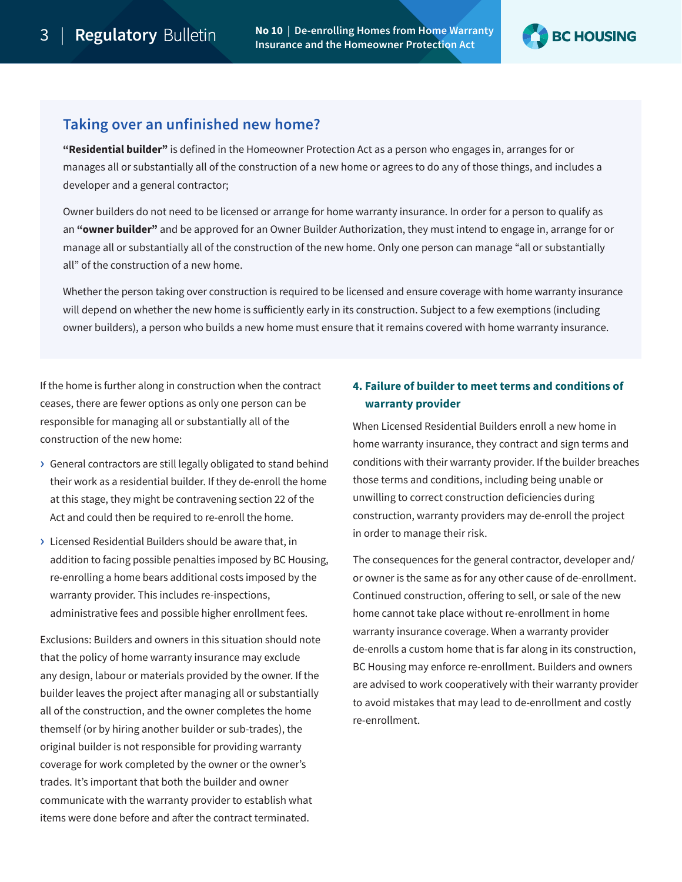## Taking over an unfinished new home?

**"Residential builder"** is defined in the Homeowner Protection Act as a person who engages in, arranges for or manages all or substantially all of the construction of a new home or agrees to do any of those things, and includes a developer and a general contractor;

Owner builders do not need to be licensed or arrange for home warranty insurance. In order for a person to qualify as an **"owner builder"** and be approved for an Owner Builder Authorization, they must intend to engage in, arrange for or manage all or substantially all of the construction of the new home. Only one person can manage "all or substantially all" of the construction of a new home.

Whether the person taking over construction is required to be licensed and ensure coverage with home warranty insurance will depend on whether the new home is sufficiently early in its construction. Subject to a few exemptions (including owner builders), a person who builds a new home must ensure that it remains covered with home warranty insurance.

If the home is further along in construction when the contract ceases, there are fewer options as only one person can be responsible for managing all or substantially all of the construction of the new home:

- General contractors are still legally obligated to stand behind their work as a residential builder. If they de-enroll the home at this stage, they might be contravening section 22 of the Act and could then be required to re-enroll the home.
- Licensed Residential Builders should be aware that, in addition to facing possible penalties imposed by BC Housing, re-enrolling a home bears additional costs imposed by the warranty provider. This includes re-inspections, administrative fees and possible higher enrollment fees.

Exclusions: Builders and owners in this situation should note that the policy of home warranty insurance may exclude any design, labour or materials provided by the owner. If the builder leaves the project after managing all or substantially all of the construction, and the owner completes the home themself (or by hiring another builder or sub-trades), the original builder is not responsible for providing warranty coverage for work completed by the owner or the owner's trades. It's important that both the builder and owner communicate with the warranty provider to establish what items were done before and after the contract terminated.

### 4. Failure of builder to meet terms and conditions of warranty provider

When Licensed Residential Builders enroll a new home in home warranty insurance, they contract and sign terms and conditions with their warranty provider. If the builder breaches those terms and conditions, including being unable or unwilling to correct construction deficiencies during construction, warranty providers may de-enroll the project in order to manage their risk.

The consequences for the general contractor, developer and/or owner is the same as for any other cause of de-enrollment. Continued construction, offering to sell, or sale of the new home cannot take place without re-enrollment in home warranty insurance coverage. When a warranty provider de-enrolls a custom home that is far along in its construction, BC Housing may enforce re-enrollment. Builders and owners are advised to work cooperatively with their warranty provider to avoid mistakes that may lead to de-enrollment and costly re-enrollment.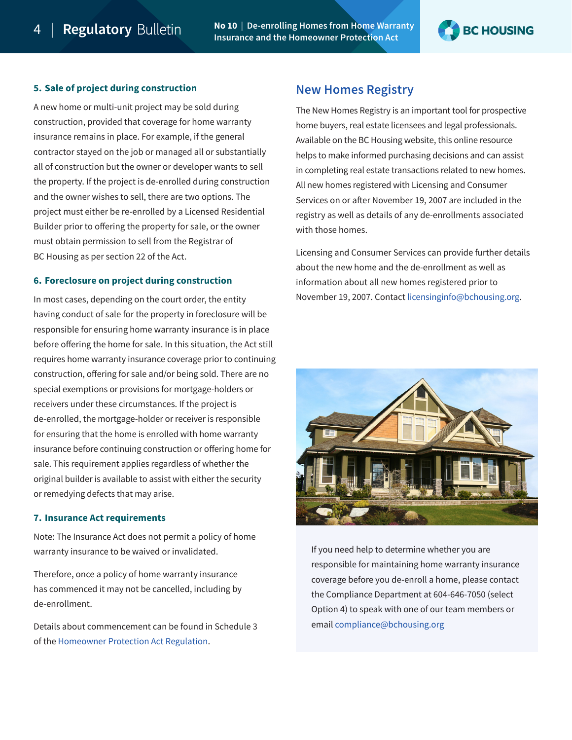### 5. Sale of project during construction

A new home or multi-unit project may be sold during construction, provided that coverage for home warranty insurance remains in place. For example, if the general contractor stayed on the job or managed all or substantially all of construction but the owner or developer wants to sell the property. If the project is de-enrolled during construction and the owner wishes to sell, there are two options. The project must either be re-enrolled by a Licensed Residential Builder prior to offering the property for sale, or the owner must obtain permission to sell from the Registrar of BC Housing as per section 22 of the Act.

### 6. Foreclosure on project during construction

In most cases, depending on the court order, the entity having conduct of sale for the property in foreclosure will be responsible for ensuring home warranty insurance is in place before offering the home for sale. In this situation, the Act still requires home warranty insurance coverage prior to continuing construction, offering for sale and/or being sold. There are no special exemptions or provisions for mortgage-holders or receivers under these circumstances. If the project is de-enrolled, the mortgage-holder or receiver is responsible for ensuring that the home is enrolled with home warranty insurance before continuing construction or offering home for sale. This requirement applies regardless of whether the original builder is available to assist with either the security or remedying defects that may arise.

### 7. Insurance Act requirements

Note: The Insurance Act does not permit a policy of home warranty insurance to be waived or invalidated.

Therefore, once a policy of home warranty insurance has commenced it may not be cancelled, including by de-enrollment.

Details about commencement can be found in Schedule 3 of the Homeowner Protection Act Regulation.

## New Homes Registry

The New Homes Registry is an important tool for prospective home buyers, real estate licensees and legal professionals. Available on the BC Housing website, this online resource helps to make informed purchasing decisions and can assist in completing real estate transactions related to new homes. All new homes registered with Licensing and Consumer Services on or after November 19, 2007 are included in the registry as well as details of any de-enrollments associated with those homes.

Licensing and Consumer Services can provide further details about the new home and the de-enrollment as well as information about all new homes registered prior to November 19, 2007. Contact licensinginfo@bchousing.org.

If you need help to determine whether you are responsible for maintaining home warranty insurance coverage before you de-enroll a home, please contact the Compliance Department at 604-646-7050 (select Option 4) to speak with one of our team members or email compliance@bchousing.org